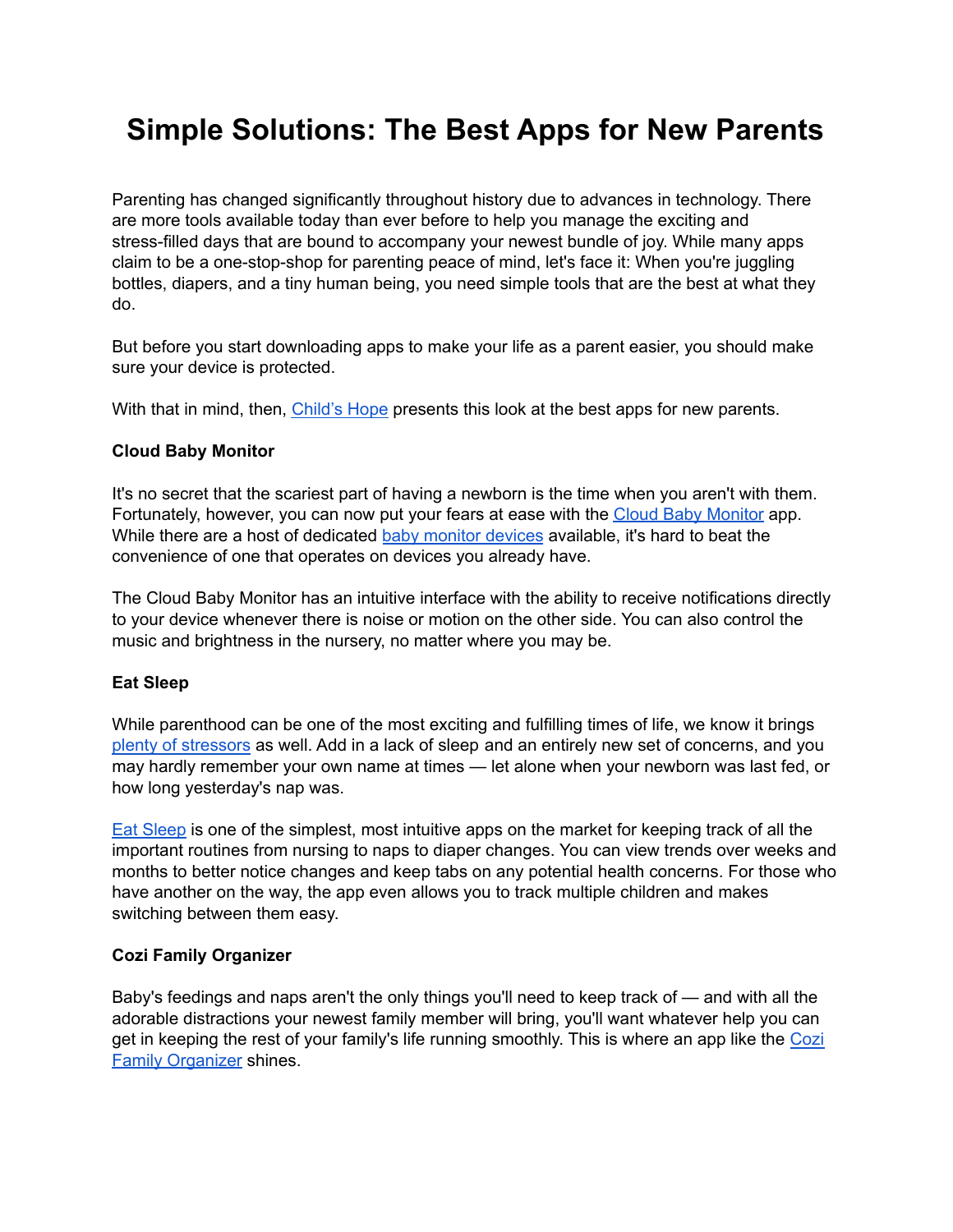# Simple Solutions: The Best Apps for New Parents

Parenting has changed significantly throughout history due to advances in technology. There are more tools available today than ever before to help you manage the exciting and stress-filled days that are bound to accompany your newest bundle of joy. While many apps claim to be a one-stop-shop for parenting peace of mind, let's face it: When you're juggling bottles, diapers, and a tiny human being, you need simple tools that are the best at what they do.

But before you start downloading apps to make your life as a parent easier, you should make sure your device is protected.

With that in mind, then, Child's Hope presents this look at the best apps for new parents.

**Cloud Baby Monitor**

It's no secret that the scariest part of having a newborn is the time when you aren't with them. Fortunately, however, you can now put your fears at ease with the Cloud Baby Monitor app. While there are a host of dedicated baby monitor devices available, it's hard to beat the convenience of one that operates on devices you already have.

The Cloud Baby Monitor has an intuitive interface with the ability to receive notifications directly to your device whenever there is noise or motion on the other side. You can also control the music and brightness in the nursery, no matter where you may be.

**Eat Sleep**

While parenthood can be one of the most exciting and fulfilling times of life, we know it brings plenty of stressors as well. Add in a lack of sleep and an entirely new set of concerns, and you may hardly remember your own name at times — let alone when your newborn was last fed, or how long yesterday's nap was.

Eat Sleep is one of the simplest, most intuitive apps on the market for keeping track of all the important routines from nursing to naps to diaper changes. You can view trends over weeks and months to better notice changes and keep tabs on any potential health concerns. For those who have another on the way, the app even allows you to track multiple children and makes switching between them easy.

**Cozi Family Organizer**

Baby's feedings and naps aren't the only things you'll need to keep track of — and with all the adorable distractions your newest family member will bring, you'll want whatever help you can get in keeping the rest of your family's life running smoothly. This is where an app like the Cozi Family Organizer shines.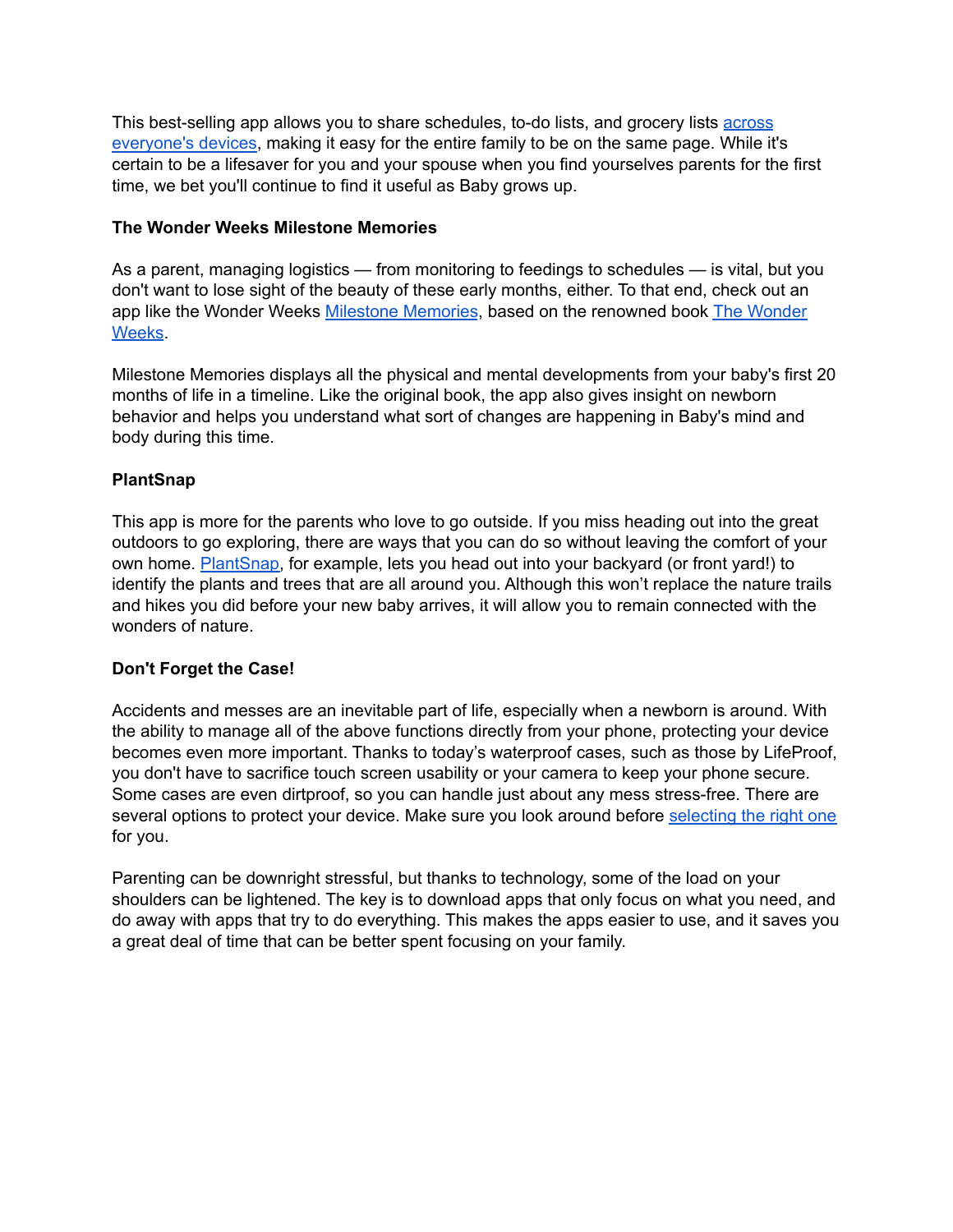This best-selling app allows you to share schedules, to-do lists, and grocery lists [across everyone's devices](), making it easy for the entire family to be on the same page. While it's certain to be a lifesaver for you and your spouse when you find yourselves parents for the first time, we bet you'll continue to find it useful as Baby grows up.

**The Wonder Weeks Milestone Memories**

As a parent, managing logistics — from monitoring to feedings to schedules — is vital, but you don't want to lose sight of the beauty of these early months, either. To that end, check out an app like the Wonder Weeks [Milestone Memories](), based on the renowned book [The Wonder Weeks]().

Milestone Memories displays all the physical and mental developments from your baby's first 20 months of life in a timeline. Like the original book, the app also gives insight on newborn behavior and helps you understand what sort of changes are happening in Baby's mind and body during this time.

**PlantSnap**

This app is more for the parents who love to go outside. If you miss heading out into the great outdoors to go exploring, there are ways that you can do so without leaving the comfort of your own home. [PlantSnap](), for example, lets you head out into your backyard (or front yard!) to identify the plants and trees that are all around you. Although this won't replace the nature trails and hikes you did before your new baby arrives, it will allow you to remain connected with the wonders of nature.

**Don't Forget the Case!**

Accidents and messes are an inevitable part of life, especially when a newborn is around. With the ability to manage all of the above functions directly from your phone, protecting your device becomes even more important. Thanks to today's waterproof cases, such as those by LifeProof, you don't have to sacrifice touch screen usability or your camera to keep your phone secure. Some cases are even dirtproof, so you can handle just about any mess stress-free. There are several options to protect your device. Make sure you look around before [selecting the right one]() for you.

Parenting can be downright stressful, but thanks to technology, some of the load on your shoulders can be lightened. The key is to download apps that only focus on what you need, and do away with apps that try to do everything. This makes the apps easier to use, and it saves you a great deal of time that can be better spent focusing on your family.